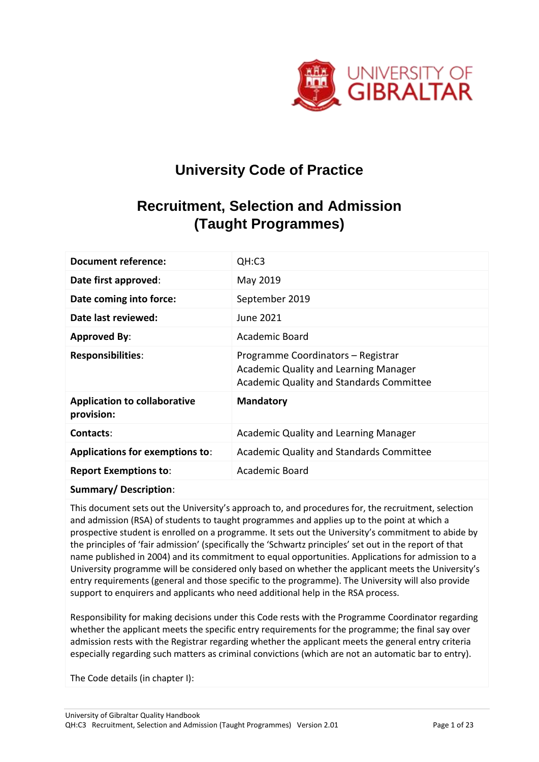# University Code of Practice

## Recruitment, Selection and Admission (Taught Programmes)

| | |
|---|---|
| **Document reference:** | QH:C3 |
| **Date first approved**: | May 2019 |
| **Date coming into force:** | September 2019 |
| **Date last reviewed:** | June 2021 |
| **Approved By**: | Academic Board |
| **Responsibilities**: | Programme Coordinators – Registrar<br>Academic Quality and Learning Manager<br>Academic Quality and Standards Committee |
| **Application to collaborative provision:** | **Mandatory** |
| **Contacts**: | Academic Quality and Learning Manager |
| **Applications for exemptions to**: | Academic Quality and Standards Committee |
| **Report Exemptions to**: | Academic Board |

**Summary/ Description**:

This document sets out the University's approach to, and procedures for, the recruitment, selection and admission (RSA) of students to taught programmes and applies up to the point at which a prospective student is enrolled on a programme. It sets out the University's commitment to abide by the principles of 'fair admission' (specifically the 'Schwartz principles' set out in the report of that name published in 2004) and its commitment to equal opportunities. Applications for admission to a University programme will be considered only based on whether the applicant meets the University's entry requirements (general and those specific to the programme). The University will also provide support to enquirers and applicants who need additional help in the RSA process.

Responsibility for making decisions under this Code rests with the Programme Coordinator regarding whether the applicant meets the specific entry requirements for the programme; the final say over admission rests with the Registrar regarding whether the applicant meets the general entry criteria especially regarding such matters as criminal convictions (which are not an automatic bar to entry).

The Code details (in chapter I):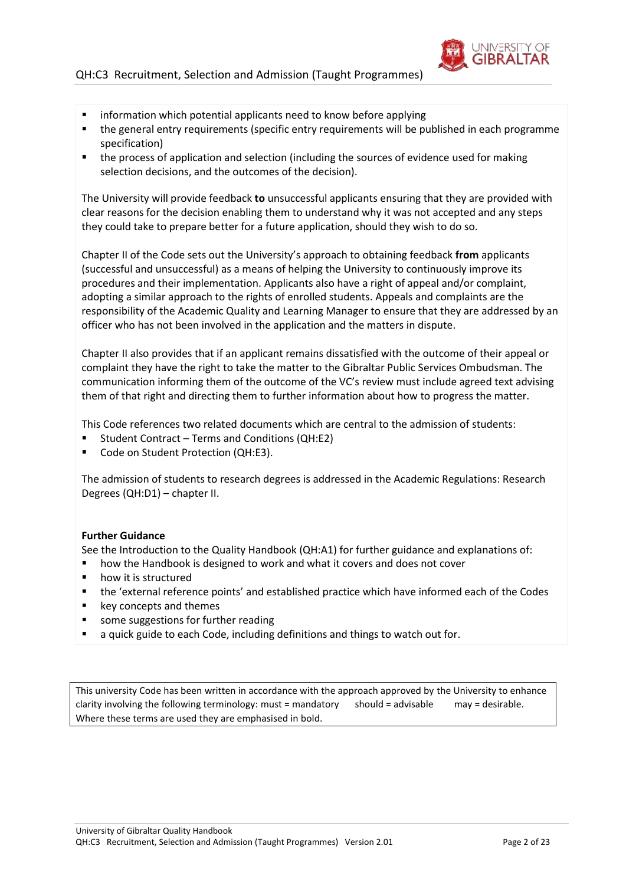- information which potential applicants need to know before applying
- the general entry requirements (specific entry requirements will be published in each programme specification)
- the process of application and selection (including the sources of evidence used for making selection decisions, and the outcomes of the decision).

The University will provide feedback **to** unsuccessful applicants ensuring that they are provided with clear reasons for the decision enabling them to understand why it was not accepted and any steps they could take to prepare better for a future application, should they wish to do so.

Chapter II of the Code sets out the University's approach to obtaining feedback **from** applicants (successful and unsuccessful) as a means of helping the University to continuously improve its procedures and their implementation. Applicants also have a right of appeal and/or complaint, adopting a similar approach to the rights of enrolled students. Appeals and complaints are the responsibility of the Academic Quality and Learning Manager to ensure that they are addressed by an officer who has not been involved in the application and the matters in dispute.

Chapter II also provides that if an applicant remains dissatisfied with the outcome of their appeal or complaint they have the right to take the matter to the Gibraltar Public Services Ombudsman. The communication informing them of the outcome of the VC's review must include agreed text advising them of that right and directing them to further information about how to progress the matter.

This Code references two related documents which are central to the admission of students:

- Student Contract – Terms and Conditions (QH:E2)
- Code on Student Protection (QH:E3).

The admission of students to research degrees is addressed in the Academic Regulations: Research Degrees (QH:D1) – chapter II.

**Further Guidance**

See the Introduction to the Quality Handbook (QH:A1) for further guidance and explanations of:

- how the Handbook is designed to work and what it covers and does not cover
- how it is structured
- the 'external reference points' and established practice which have informed each of the Codes
- key concepts and themes
- some suggestions for further reading
- a quick guide to each Code, including definitions and things to watch out for.

This university Code has been written in accordance with the approach approved by the University to enhance clarity involving the following terminology: must = mandatory should = advisable may = desirable. Where these terms are used they are emphasised in bold.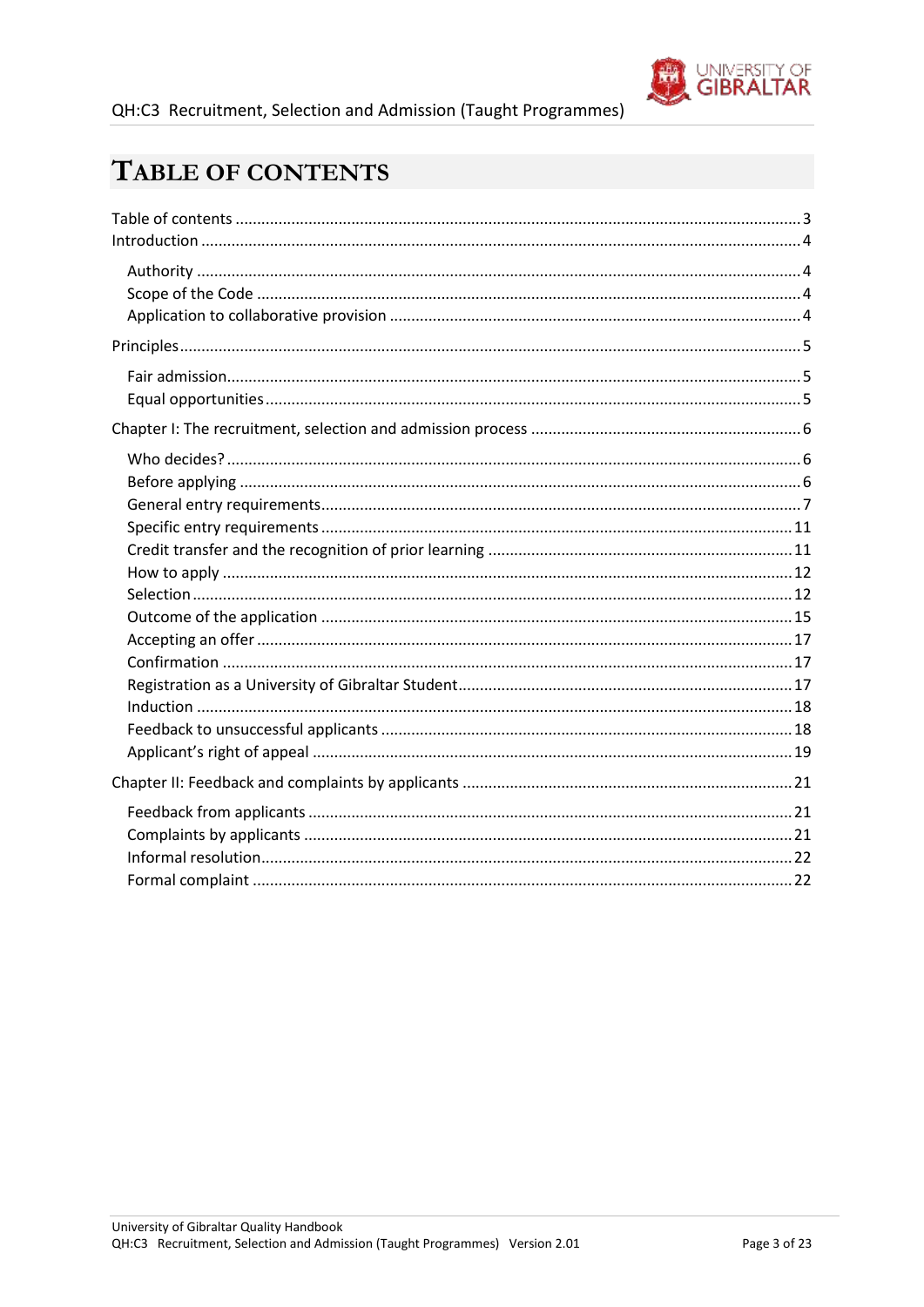# TABLE OF CONTENTS

Table of contents ........................................................................................................................ 3

Introduction ................................................................................................................................. 4

- Authority ................................................................................................................................ 4
- Scope of the Code ................................................................................................................. 4
- Application to collaborative provision .................................................................................. 4

Principles ...................................................................................................................................... 5

- Fair admission ........................................................................................................................ 5
- Equal opportunities ................................................................................................................ 5

Chapter I: The recruitment, selection and admission process ..................................................... 6

- Who decides? ......................................................................................................................... 6
- Before applying ...................................................................................................................... 6
- General entry requirements ................................................................................................... 7
- Specific entry requirements ................................................................................................. 11
- Credit transfer and the recognition of prior learning ............................................................ 11
- How to apply ........................................................................................................................ 12
- Selection ............................................................................................................................... 12
- Outcome of the application .................................................................................................. 15
- Accepting an offer ................................................................................................................ 17
- Confirmation ........................................................................................................................ 17
- Registration as a University of Gibraltar Student .................................................................. 17
- Induction .............................................................................................................................. 18
- Feedback to unsuccessful applicants .................................................................................... 18
- Applicant's right of appeal .................................................................................................... 19

Chapter II: Feedback and complaints by applicants ................................................................... 21

- Feedback from applicants ..................................................................................................... 21
- Complaints by applicants ...................................................................................................... 21
- Informal resolution ............................................................................................................... 22
- Formal complaint .................................................................................................................. 22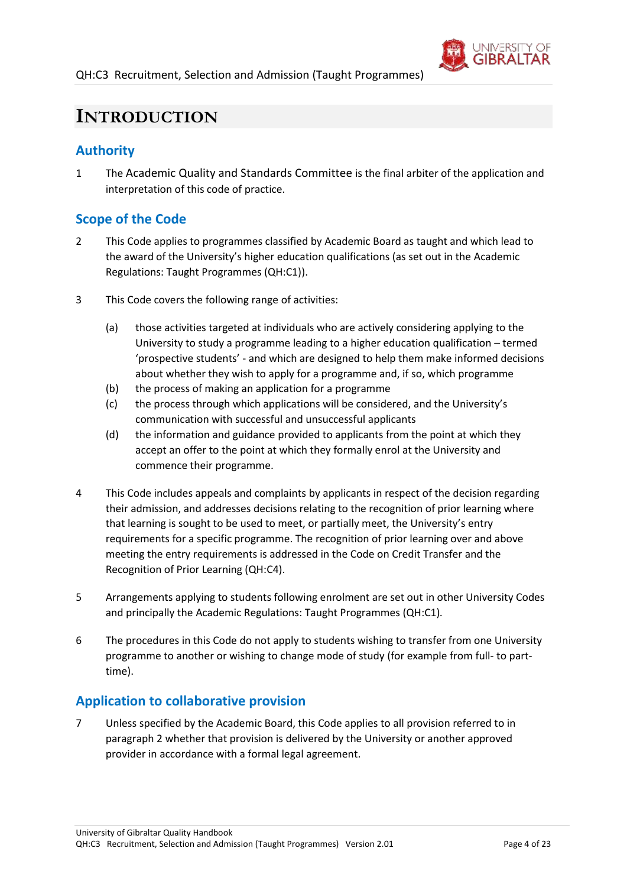# INTRODUCTION

## Authority

1 The Academic Quality and Standards Committee is the final arbiter of the application and interpretation of this code of practice.

## Scope of the Code

2 This Code applies to programmes classified by Academic Board as taught and which lead to the award of the University's higher education qualifications (as set out in the Academic Regulations: Taught Programmes (QH:C1)).

3 This Code covers the following range of activities:

(a) those activities targeted at individuals who are actively considering applying to the University to study a programme leading to a higher education qualification – termed 'prospective students' - and which are designed to help them make informed decisions about whether they wish to apply for a programme and, if so, which programme

(b) the process of making an application for a programme

(c) the process through which applications will be considered, and the University's communication with successful and unsuccessful applicants

(d) the information and guidance provided to applicants from the point at which they accept an offer to the point at which they formally enrol at the University and commence their programme.

4 This Code includes appeals and complaints by applicants in respect of the decision regarding their admission, and addresses decisions relating to the recognition of prior learning where that learning is sought to be used to meet, or partially meet, the University's entry requirements for a specific programme. The recognition of prior learning over and above meeting the entry requirements is addressed in the Code on Credit Transfer and the Recognition of Prior Learning (QH:C4).

5 Arrangements applying to students following enrolment are set out in other University Codes and principally the Academic Regulations: Taught Programmes (QH:C1).

6 The procedures in this Code do not apply to students wishing to transfer from one University programme to another or wishing to change mode of study (for example from full- to part-time).

## Application to collaborative provision

7 Unless specified by the Academic Board, this Code applies to all provision referred to in paragraph 2 whether that provision is delivered by the University or another approved provider in accordance with a formal legal agreement.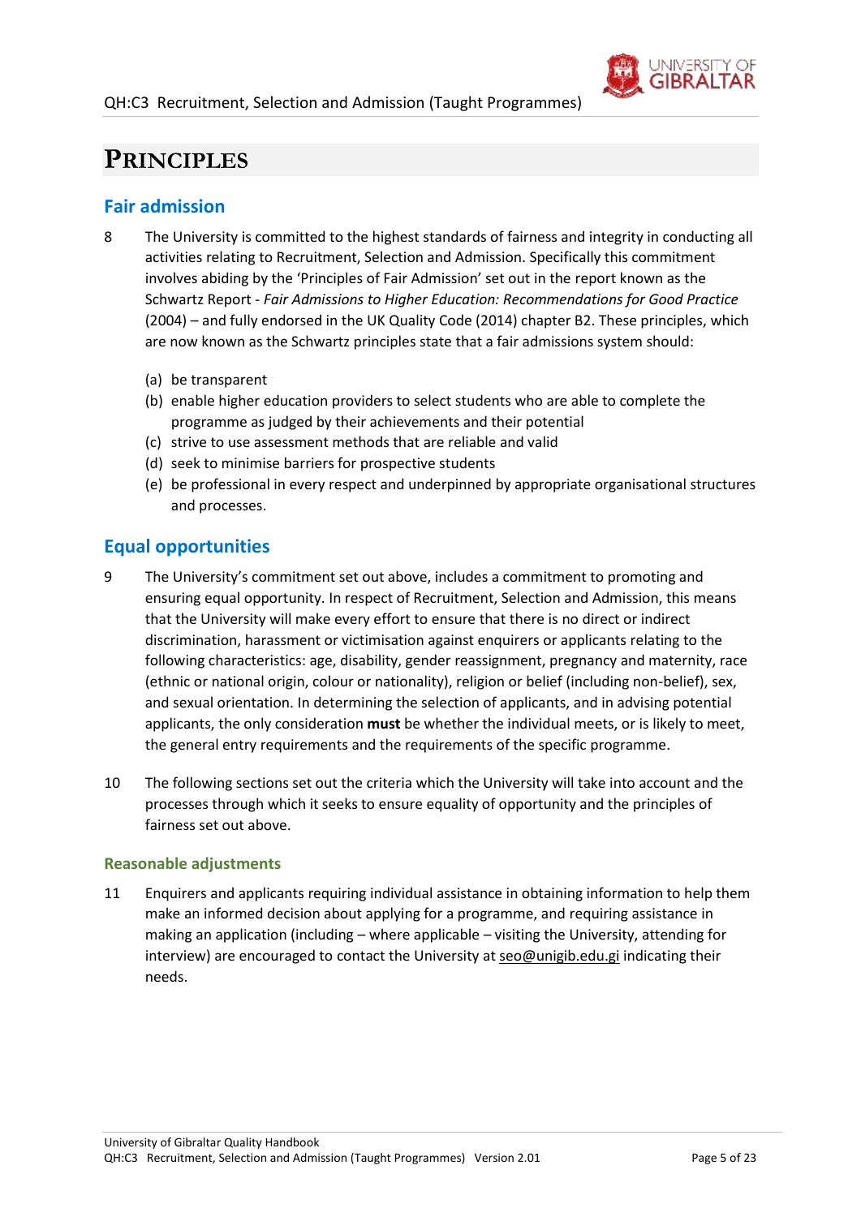# PRINCIPLES

## Fair admission

8 The University is committed to the highest standards of fairness and integrity in conducting all activities relating to Recruitment, Selection and Admission. Specifically this commitment involves abiding by the 'Principles of Fair Admission' set out in the report known as the Schwartz Report - *Fair Admissions to Higher Education: Recommendations for Good Practice* (2004) – and fully endorsed in the UK Quality Code (2014) chapter B2. These principles, which are now known as the Schwartz principles state that a fair admissions system should:

(a) be transparent
(b) enable higher education providers to select students who are able to complete the programme as judged by their achievements and their potential
(c) strive to use assessment methods that are reliable and valid
(d) seek to minimise barriers for prospective students
(e) be professional in every respect and underpinned by appropriate organisational structures and processes.

## Equal opportunities

9 The University's commitment set out above, includes a commitment to promoting and ensuring equal opportunity. In respect of Recruitment, Selection and Admission, this means that the University will make every effort to ensure that there is no direct or indirect discrimination, harassment or victimisation against enquirers or applicants relating to the following characteristics: age, disability, gender reassignment, pregnancy and maternity, race (ethnic or national origin, colour or nationality), religion or belief (including non-belief), sex, and sexual orientation. In determining the selection of applicants, and in advising potential applicants, the only consideration **must** be whether the individual meets, or is likely to meet, the general entry requirements and the requirements of the specific programme.

10 The following sections set out the criteria which the University will take into account and the processes through which it seeks to ensure equality of opportunity and the principles of fairness set out above.

### Reasonable adjustments

11 Enquirers and applicants requiring individual assistance in obtaining information to help them make an informed decision about applying for a programme, and requiring assistance in making an application (including – where applicable – visiting the University, attending for interview) are encouraged to contact the University at seo@unigib.edu.gi indicating their needs.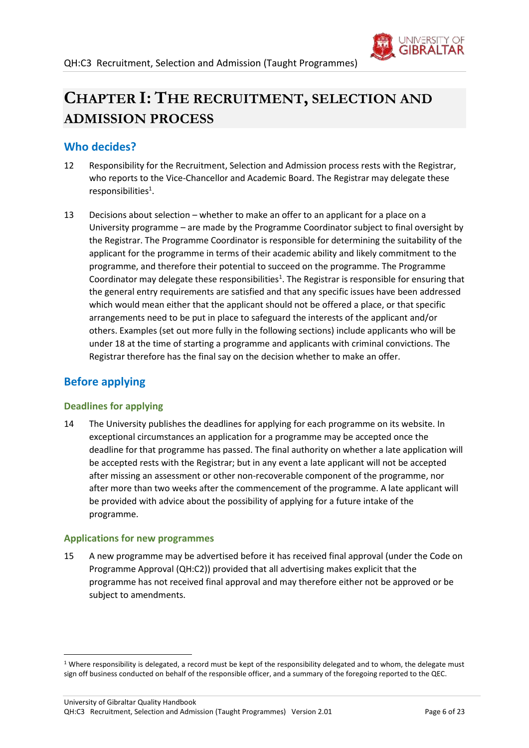# Chapter I: The recruitment, selection and admission process

## Who decides?

12 Responsibility for the Recruitment, Selection and Admission process rests with the Registrar, who reports to the Vice-Chancellor and Academic Board. The Registrar may delegate these responsibilities[1].

13 Decisions about selection – whether to make an offer to an applicant for a place on a University programme – are made by the Programme Coordinator subject to final oversight by the Registrar. The Programme Coordinator is responsible for determining the suitability of the applicant for the programme in terms of their academic ability and likely commitment to the programme, and therefore their potential to succeed on the programme. The Programme Coordinator may delegate these responsibilities[1]. The Registrar is responsible for ensuring that the general entry requirements are satisfied and that any specific issues have been addressed which would mean either that the applicant should not be offered a place, or that specific arrangements need to be put in place to safeguard the interests of the applicant and/or others. Examples (set out more fully in the following sections) include applicants who will be under 18 at the time of starting a programme and applicants with criminal convictions. The Registrar therefore has the final say on the decision whether to make an offer.

## Before applying

### Deadlines for applying

14 The University publishes the deadlines for applying for each programme on its website. In exceptional circumstances an application for a programme may be accepted once the deadline for that programme has passed. The final authority on whether a late application will be accepted rests with the Registrar; but in any event a late applicant will not be accepted after missing an assessment or other non-recoverable component of the programme, nor after more than two weeks after the commencement of the programme. A late applicant will be provided with advice about the possibility of applying for a future intake of the programme.

### Applications for new programmes

15 A new programme may be advertised before it has received final approval (under the Code on Programme Approval (QH:C2)) provided that all advertising makes explicit that the programme has not received final approval and may therefore either not be approved or be subject to amendments.

---

[1] Where responsibility is delegated, a record must be kept of the responsibility delegated and to whom, the delegate must sign off business conducted on behalf of the responsible officer, and a summary of the foregoing reported to the QEC.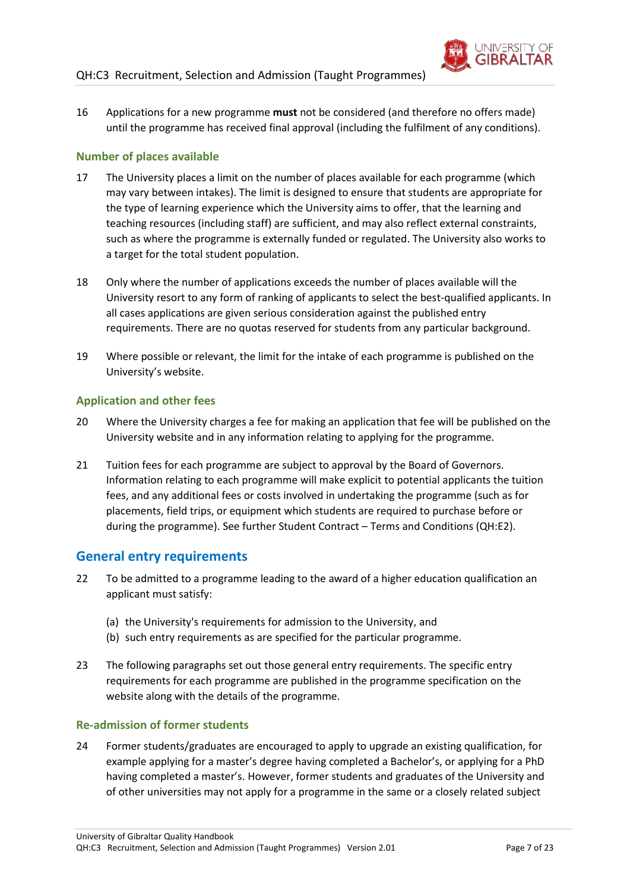16 Applications for a new programme **must** not be considered (and therefore no offers made) until the programme has received final approval (including the fulfilment of any conditions).

### Number of places available

17 The University places a limit on the number of places available for each programme (which may vary between intakes). The limit is designed to ensure that students are appropriate for the type of learning experience which the University aims to offer, that the learning and teaching resources (including staff) are sufficient, and may also reflect external constraints, such as where the programme is externally funded or regulated. The University also works to a target for the total student population.

18 Only where the number of applications exceeds the number of places available will the University resort to any form of ranking of applicants to select the best-qualified applicants. In all cases applications are given serious consideration against the published entry requirements. There are no quotas reserved for students from any particular background.

19 Where possible or relevant, the limit for the intake of each programme is published on the University's website.

### Application and other fees

20 Where the University charges a fee for making an application that fee will be published on the University website and in any information relating to applying for the programme.

21 Tuition fees for each programme are subject to approval by the Board of Governors. Information relating to each programme will make explicit to potential applicants the tuition fees, and any additional fees or costs involved in undertaking the programme (such as for placements, field trips, or equipment which students are required to purchase before or during the programme). See further Student Contract – Terms and Conditions (QH:E2).

## General entry requirements

22 To be admitted to a programme leading to the award of a higher education qualification an applicant must satisfy:

(a) the University's requirements for admission to the University, and
(b) such entry requirements as are specified for the particular programme.

23 The following paragraphs set out those general entry requirements. The specific entry requirements for each programme are published in the programme specification on the website along with the details of the programme.

### Re-admission of former students

24 Former students/graduates are encouraged to apply to upgrade an existing qualification, for example applying for a master's degree having completed a Bachelor's, or applying for a PhD having completed a master's. However, former students and graduates of the University and of other universities may not apply for a programme in the same or a closely related subject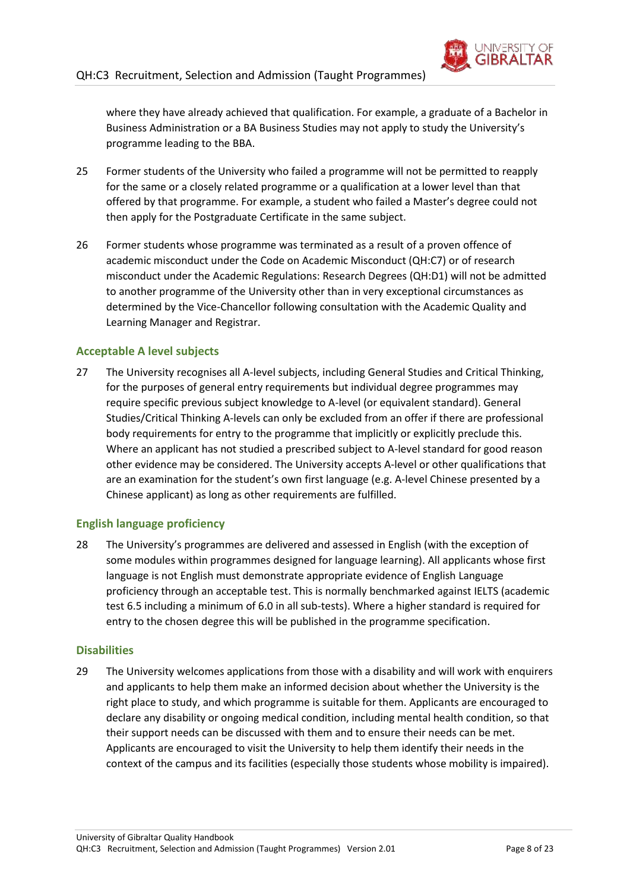where they have already achieved that qualification. For example, a graduate of a Bachelor in Business Administration or a BA Business Studies may not apply to study the University's programme leading to the BBA.

25 Former students of the University who failed a programme will not be permitted to reapply for the same or a closely related programme or a qualification at a lower level than that offered by that programme. For example, a student who failed a Master's degree could not then apply for the Postgraduate Certificate in the same subject.

26 Former students whose programme was terminated as a result of a proven offence of academic misconduct under the Code on Academic Misconduct (QH:C7) or of research misconduct under the Academic Regulations: Research Degrees (QH:D1) will not be admitted to another programme of the University other than in very exceptional circumstances as determined by the Vice-Chancellor following consultation with the Academic Quality and Learning Manager and Registrar.

### Acceptable A level subjects

27 The University recognises all A-level subjects, including General Studies and Critical Thinking, for the purposes of general entry requirements but individual degree programmes may require specific previous subject knowledge to A-level (or equivalent standard). General Studies/Critical Thinking A-levels can only be excluded from an offer if there are professional body requirements for entry to the programme that implicitly or explicitly preclude this. Where an applicant has not studied a prescribed subject to A-level standard for good reason other evidence may be considered. The University accepts A-level or other qualifications that are an examination for the student's own first language (e.g. A-level Chinese presented by a Chinese applicant) as long as other requirements are fulfilled.

### English language proficiency

28 The University's programmes are delivered and assessed in English (with the exception of some modules within programmes designed for language learning). All applicants whose first language is not English must demonstrate appropriate evidence of English Language proficiency through an acceptable test. This is normally benchmarked against IELTS (academic test 6.5 including a minimum of 6.0 in all sub-tests). Where a higher standard is required for entry to the chosen degree this will be published in the programme specification.

### Disabilities

29 The University welcomes applications from those with a disability and will work with enquirers and applicants to help them make an informed decision about whether the University is the right place to study, and which programme is suitable for them. Applicants are encouraged to declare any disability or ongoing medical condition, including mental health condition, so that their support needs can be discussed with them and to ensure their needs can be met. Applicants are encouraged to visit the University to help them identify their needs in the context of the campus and its facilities (especially those students whose mobility is impaired).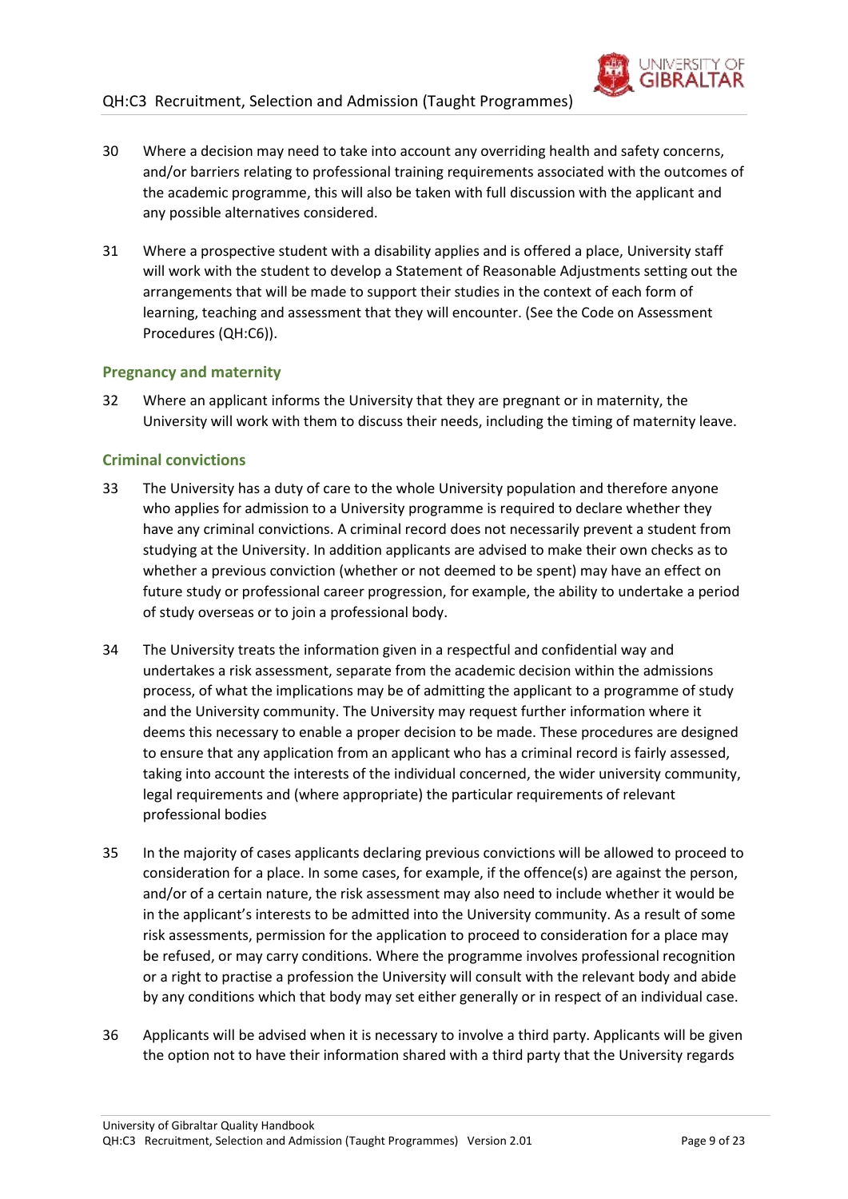30 Where a decision may need to take into account any overriding health and safety concerns, and/or barriers relating to professional training requirements associated with the outcomes of the academic programme, this will also be taken with full discussion with the applicant and any possible alternatives considered.

31 Where a prospective student with a disability applies and is offered a place, University staff will work with the student to develop a Statement of Reasonable Adjustments setting out the arrangements that will be made to support their studies in the context of each form of learning, teaching and assessment that they will encounter. (See the Code on Assessment Procedures (QH:C6)).

### Pregnancy and maternity

32 Where an applicant informs the University that they are pregnant or in maternity, the University will work with them to discuss their needs, including the timing of maternity leave.

### Criminal convictions

33 The University has a duty of care to the whole University population and therefore anyone who applies for admission to a University programme is required to declare whether they have any criminal convictions. A criminal record does not necessarily prevent a student from studying at the University. In addition applicants are advised to make their own checks as to whether a previous conviction (whether or not deemed to be spent) may have an effect on future study or professional career progression, for example, the ability to undertake a period of study overseas or to join a professional body.

34 The University treats the information given in a respectful and confidential way and undertakes a risk assessment, separate from the academic decision within the admissions process, of what the implications may be of admitting the applicant to a programme of study and the University community. The University may request further information where it deems this necessary to enable a proper decision to be made. These procedures are designed to ensure that any application from an applicant who has a criminal record is fairly assessed, taking into account the interests of the individual concerned, the wider university community, legal requirements and (where appropriate) the particular requirements of relevant professional bodies

35 In the majority of cases applicants declaring previous convictions will be allowed to proceed to consideration for a place. In some cases, for example, if the offence(s) are against the person, and/or of a certain nature, the risk assessment may also need to include whether it would be in the applicant's interests to be admitted into the University community. As a result of some risk assessments, permission for the application to proceed to consideration for a place may be refused, or may carry conditions. Where the programme involves professional recognition or a right to practise a profession the University will consult with the relevant body and abide by any conditions which that body may set either generally or in respect of an individual case.

36 Applicants will be advised when it is necessary to involve a third party. Applicants will be given the option not to have their information shared with a third party that the University regards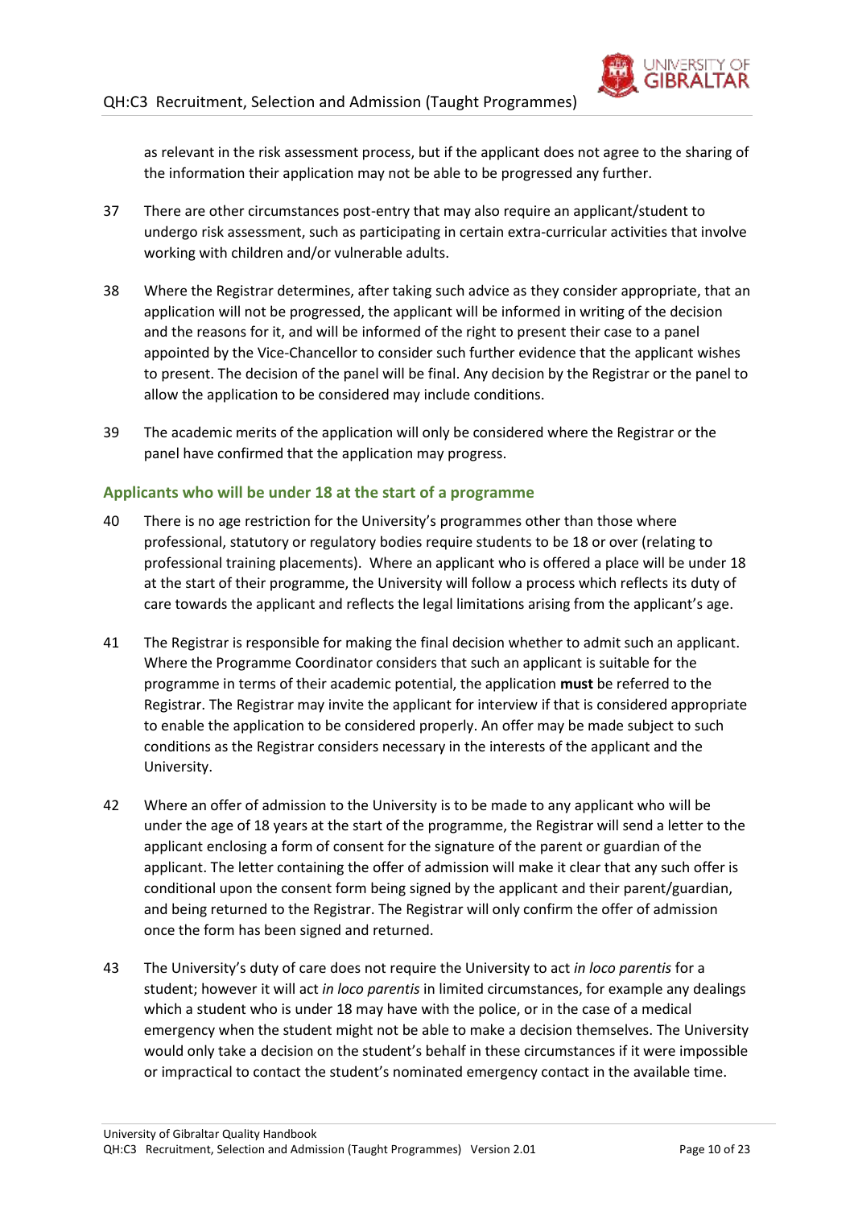as relevant in the risk assessment process, but if the applicant does not agree to the sharing of the information their application may not be able to be progressed any further.

37 There are other circumstances post-entry that may also require an applicant/student to undergo risk assessment, such as participating in certain extra-curricular activities that involve working with children and/or vulnerable adults.

38 Where the Registrar determines, after taking such advice as they consider appropriate, that an application will not be progressed, the applicant will be informed in writing of the decision and the reasons for it, and will be informed of the right to present their case to a panel appointed by the Vice-Chancellor to consider such further evidence that the applicant wishes to present. The decision of the panel will be final. Any decision by the Registrar or the panel to allow the application to be considered may include conditions.

39 The academic merits of the application will only be considered where the Registrar or the panel have confirmed that the application may progress.

## Applicants who will be under 18 at the start of a programme

40 There is no age restriction for the University's programmes other than those where professional, statutory or regulatory bodies require students to be 18 or over (relating to professional training placements). Where an applicant who is offered a place will be under 18 at the start of their programme, the University will follow a process which reflects its duty of care towards the applicant and reflects the legal limitations arising from the applicant's age.

41 The Registrar is responsible for making the final decision whether to admit such an applicant. Where the Programme Coordinator considers that such an applicant is suitable for the programme in terms of their academic potential, the application **must** be referred to the Registrar. The Registrar may invite the applicant for interview if that is considered appropriate to enable the application to be considered properly. An offer may be made subject to such conditions as the Registrar considers necessary in the interests of the applicant and the University.

42 Where an offer of admission to the University is to be made to any applicant who will be under the age of 18 years at the start of the programme, the Registrar will send a letter to the applicant enclosing a form of consent for the signature of the parent or guardian of the applicant. The letter containing the offer of admission will make it clear that any such offer is conditional upon the consent form being signed by the applicant and their parent/guardian, and being returned to the Registrar. The Registrar will only confirm the offer of admission once the form has been signed and returned.

43 The University's duty of care does not require the University to act *in loco parentis* for a student; however it will act *in loco parentis* in limited circumstances, for example any dealings which a student who is under 18 may have with the police, or in the case of a medical emergency when the student might not be able to make a decision themselves. The University would only take a decision on the student's behalf in these circumstances if it were impossible or impractical to contact the student's nominated emergency contact in the available time.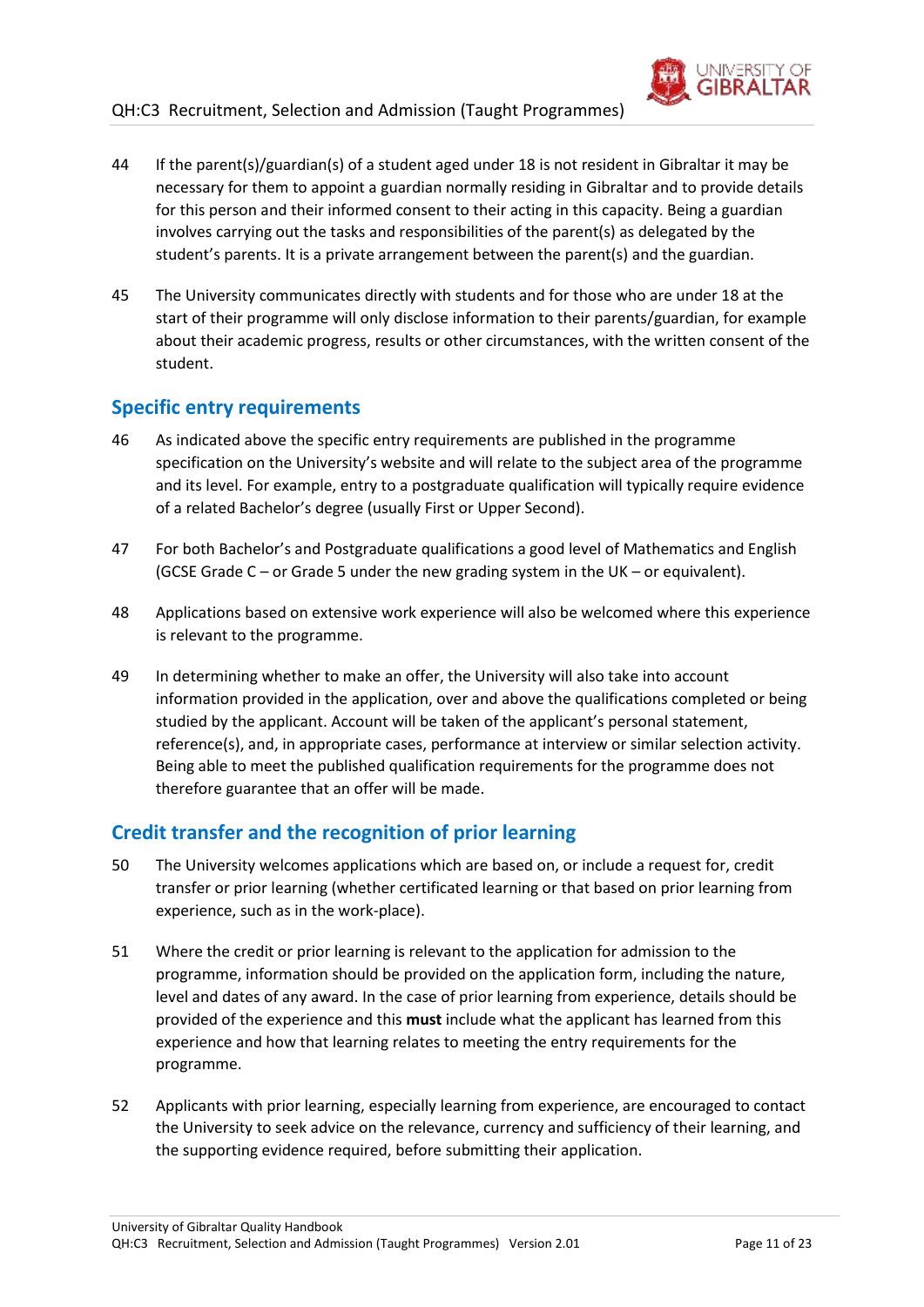44 If the parent(s)/guardian(s) of a student aged under 18 is not resident in Gibraltar it may be necessary for them to appoint a guardian normally residing in Gibraltar and to provide details for this person and their informed consent to their acting in this capacity. Being a guardian involves carrying out the tasks and responsibilities of the parent(s) as delegated by the student's parents. It is a private arrangement between the parent(s) and the guardian.

45 The University communicates directly with students and for those who are under 18 at the start of their programme will only disclose information to their parents/guardian, for example about their academic progress, results or other circumstances, with the written consent of the student.

## Specific entry requirements

46 As indicated above the specific entry requirements are published in the programme specification on the University's website and will relate to the subject area of the programme and its level. For example, entry to a postgraduate qualification will typically require evidence of a related Bachelor's degree (usually First or Upper Second).

47 For both Bachelor's and Postgraduate qualifications a good level of Mathematics and English (GCSE Grade C – or Grade 5 under the new grading system in the UK – or equivalent).

48 Applications based on extensive work experience will also be welcomed where this experience is relevant to the programme.

49 In determining whether to make an offer, the University will also take into account information provided in the application, over and above the qualifications completed or being studied by the applicant. Account will be taken of the applicant's personal statement, reference(s), and, in appropriate cases, performance at interview or similar selection activity. Being able to meet the published qualification requirements for the programme does not therefore guarantee that an offer will be made.

## Credit transfer and the recognition of prior learning

50 The University welcomes applications which are based on, or include a request for, credit transfer or prior learning (whether certificated learning or that based on prior learning from experience, such as in the work-place).

51 Where the credit or prior learning is relevant to the application for admission to the programme, information should be provided on the application form, including the nature, level and dates of any award. In the case of prior learning from experience, details should be provided of the experience and this **must** include what the applicant has learned from this experience and how that learning relates to meeting the entry requirements for the programme.

52 Applicants with prior learning, especially learning from experience, are encouraged to contact the University to seek advice on the relevance, currency and sufficiency of their learning, and the supporting evidence required, before submitting their application.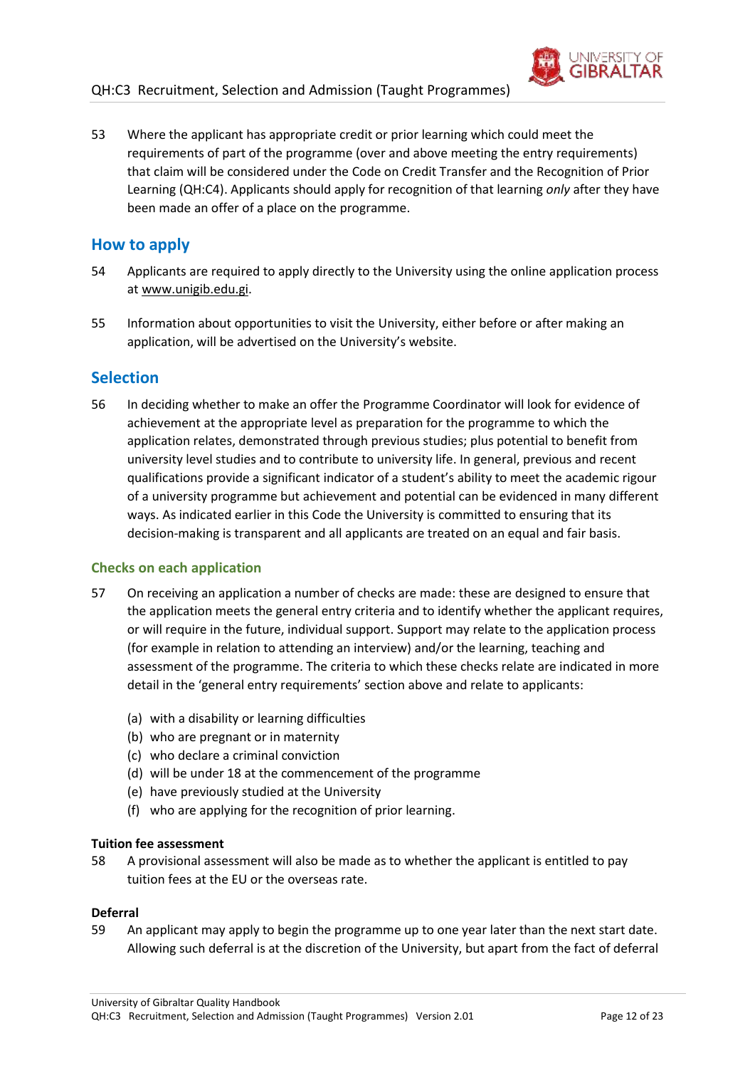53 Where the applicant has appropriate credit or prior learning which could meet the requirements of part of the programme (over and above meeting the entry requirements) that claim will be considered under the Code on Credit Transfer and the Recognition of Prior Learning (QH:C4). Applicants should apply for recognition of that learning *only* after they have been made an offer of a place on the programme.

## How to apply

54 Applicants are required to apply directly to the University using the online application process at www.unigib.edu.gi.

55 Information about opportunities to visit the University, either before or after making an application, will be advertised on the University's website.

## Selection

56 In deciding whether to make an offer the Programme Coordinator will look for evidence of achievement at the appropriate level as preparation for the programme to which the application relates, demonstrated through previous studies; plus potential to benefit from university level studies and to contribute to university life. In general, previous and recent qualifications provide a significant indicator of a student's ability to meet the academic rigour of a university programme but achievement and potential can be evidenced in many different ways. As indicated earlier in this Code the University is committed to ensuring that its decision-making is transparent and all applicants are treated on an equal and fair basis.

### Checks on each application

57 On receiving an application a number of checks are made: these are designed to ensure that the application meets the general entry criteria and to identify whether the applicant requires, or will require in the future, individual support. Support may relate to the application process (for example in relation to attending an interview) and/or the learning, teaching and assessment of the programme. The criteria to which these checks relate are indicated in more detail in the 'general entry requirements' section above and relate to applicants:

(a) with a disability or learning difficulties
(b) who are pregnant or in maternity
(c) who declare a criminal conviction
(d) will be under 18 at the commencement of the programme
(e) have previously studied at the University
(f) who are applying for the recognition of prior learning.

**Tuition fee assessment**

58 A provisional assessment will also be made as to whether the applicant is entitled to pay tuition fees at the EU or the overseas rate.

**Deferral**

59 An applicant may apply to begin the programme up to one year later than the next start date. Allowing such deferral is at the discretion of the University, but apart from the fact of deferral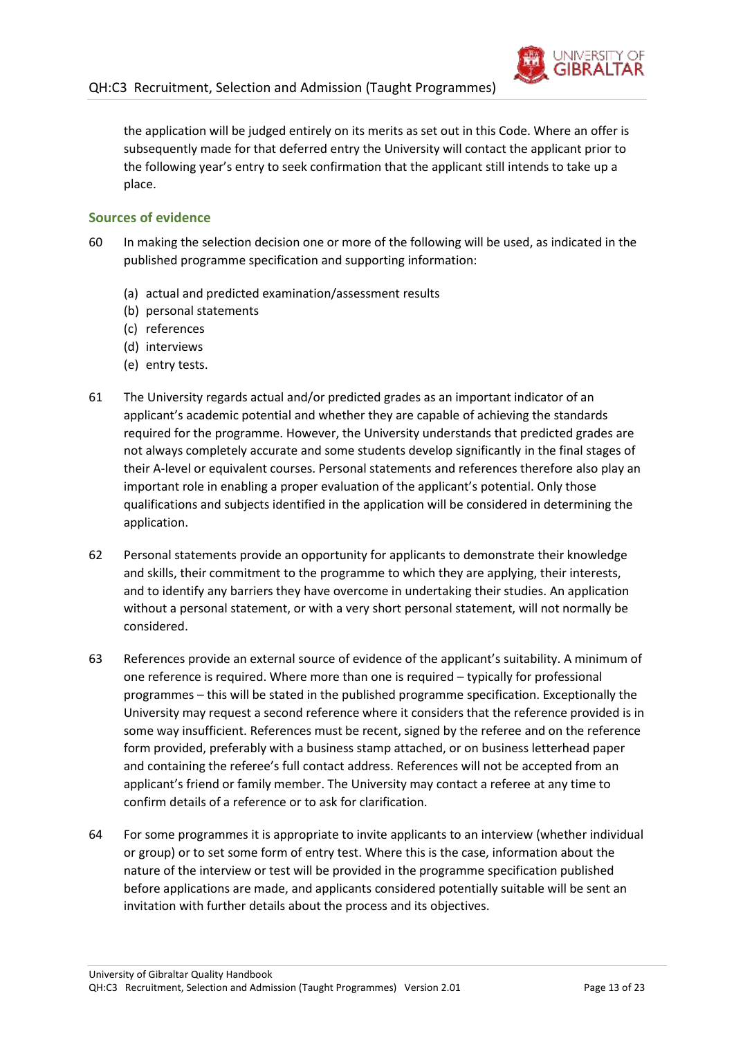the application will be judged entirely on its merits as set out in this Code. Where an offer is subsequently made for that deferred entry the University will contact the applicant prior to the following year's entry to seek confirmation that the applicant still intends to take up a place.

### Sources of evidence

60 In making the selection decision one or more of the following will be used, as indicated in the published programme specification and supporting information:

(a) actual and predicted examination/assessment results
(b) personal statements
(c) references
(d) interviews
(e) entry tests.

61 The University regards actual and/or predicted grades as an important indicator of an applicant's academic potential and whether they are capable of achieving the standards required for the programme. However, the University understands that predicted grades are not always completely accurate and some students develop significantly in the final stages of their A-level or equivalent courses. Personal statements and references therefore also play an important role in enabling a proper evaluation of the applicant's potential. Only those qualifications and subjects identified in the application will be considered in determining the application.

62 Personal statements provide an opportunity for applicants to demonstrate their knowledge and skills, their commitment to the programme to which they are applying, their interests, and to identify any barriers they have overcome in undertaking their studies. An application without a personal statement, or with a very short personal statement, will not normally be considered.

63 References provide an external source of evidence of the applicant's suitability. A minimum of one reference is required. Where more than one is required – typically for professional programmes – this will be stated in the published programme specification. Exceptionally the University may request a second reference where it considers that the reference provided is in some way insufficient. References must be recent, signed by the referee and on the reference form provided, preferably with a business stamp attached, or on business letterhead paper and containing the referee's full contact address. References will not be accepted from an applicant's friend or family member. The University may contact a referee at any time to confirm details of a reference or to ask for clarification.

64 For some programmes it is appropriate to invite applicants to an interview (whether individual or group) or to set some form of entry test. Where this is the case, information about the nature of the interview or test will be provided in the programme specification published before applications are made, and applicants considered potentially suitable will be sent an invitation with further details about the process and its objectives.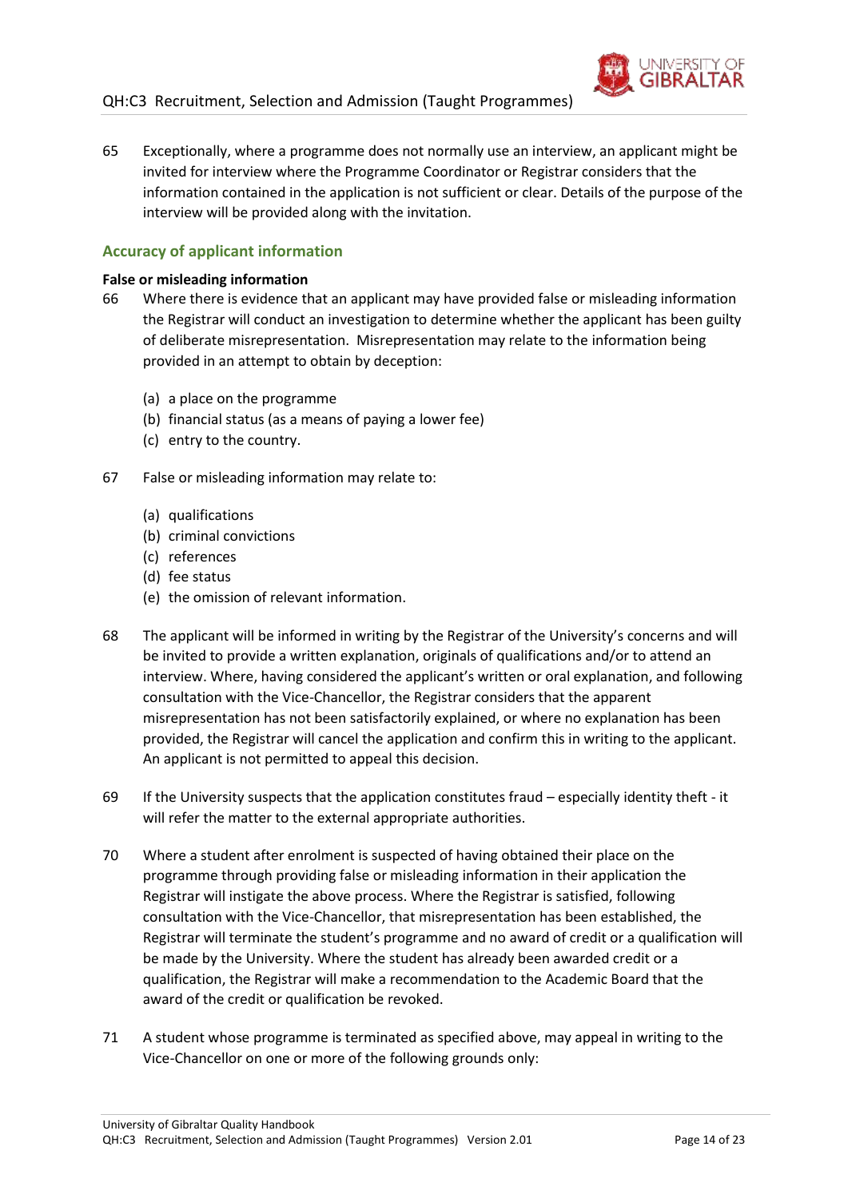65 Exceptionally, where a programme does not normally use an interview, an applicant might be invited for interview where the Programme Coordinator or Registrar considers that the information contained in the application is not sufficient or clear. Details of the purpose of the interview will be provided along with the invitation.

## Accuracy of applicant information

**False or misleading information**

66 Where there is evidence that an applicant may have provided false or misleading information the Registrar will conduct an investigation to determine whether the applicant has been guilty of deliberate misrepresentation. Misrepresentation may relate to the information being provided in an attempt to obtain by deception:

- (a) a place on the programme
- (b) financial status (as a means of paying a lower fee)
- (c) entry to the country.

67 False or misleading information may relate to:

- (a) qualifications
- (b) criminal convictions
- (c) references
- (d) fee status
- (e) the omission of relevant information.

68 The applicant will be informed in writing by the Registrar of the University's concerns and will be invited to provide a written explanation, originals of qualifications and/or to attend an interview. Where, having considered the applicant's written or oral explanation, and following consultation with the Vice-Chancellor, the Registrar considers that the apparent misrepresentation has not been satisfactorily explained, or where no explanation has been provided, the Registrar will cancel the application and confirm this in writing to the applicant. An applicant is not permitted to appeal this decision.

69 If the University suspects that the application constitutes fraud – especially identity theft - it will refer the matter to the external appropriate authorities.

70 Where a student after enrolment is suspected of having obtained their place on the programme through providing false or misleading information in their application the Registrar will instigate the above process. Where the Registrar is satisfied, following consultation with the Vice-Chancellor, that misrepresentation has been established, the Registrar will terminate the student's programme and no award of credit or a qualification will be made by the University. Where the student has already been awarded credit or a qualification, the Registrar will make a recommendation to the Academic Board that the award of the credit or qualification be revoked.

71 A student whose programme is terminated as specified above, may appeal in writing to the Vice-Chancellor on one or more of the following grounds only: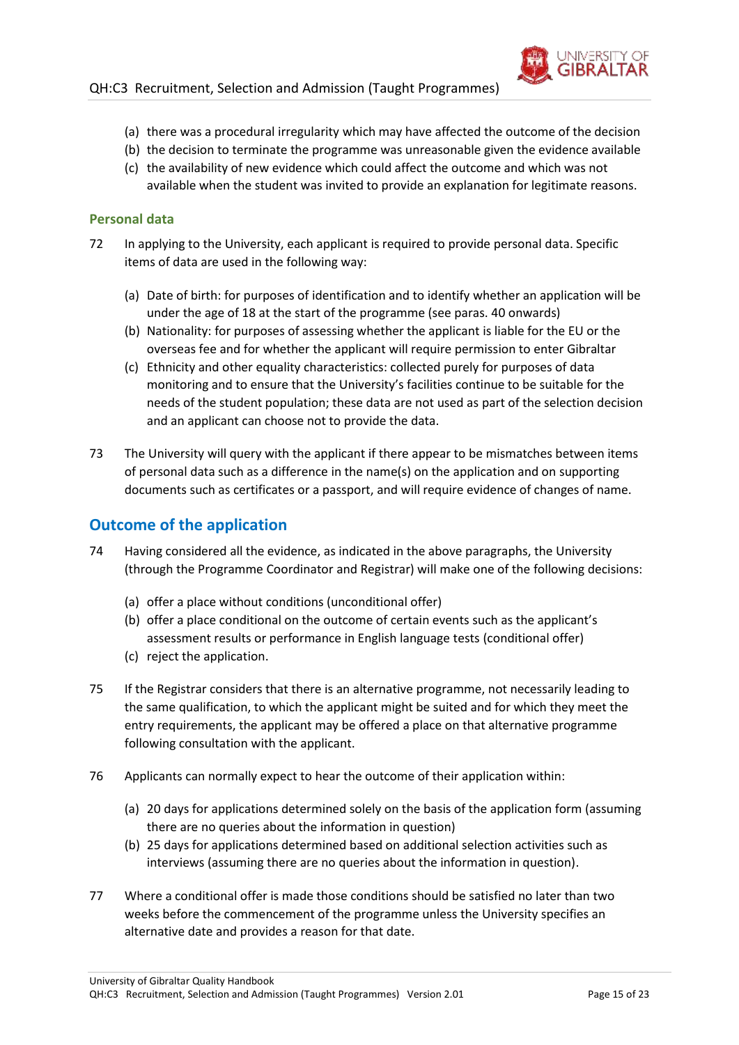(a) there was a procedural irregularity which may have affected the outcome of the decision
(b) the decision to terminate the programme was unreasonable given the evidence available
(c) the availability of new evidence which could affect the outcome and which was not available when the student was invited to provide an explanation for legitimate reasons.

### Personal data

72 In applying to the University, each applicant is required to provide personal data. Specific items of data are used in the following way:

(a) Date of birth: for purposes of identification and to identify whether an application will be under the age of 18 at the start of the programme (see paras. 40 onwards)
(b) Nationality: for purposes of assessing whether the applicant is liable for the EU or the overseas fee and for whether the applicant will require permission to enter Gibraltar
(c) Ethnicity and other equality characteristics: collected purely for purposes of data monitoring and to ensure that the University's facilities continue to be suitable for the needs of the student population; these data are not used as part of the selection decision and an applicant can choose not to provide the data.

73 The University will query with the applicant if there appear to be mismatches between items of personal data such as a difference in the name(s) on the application and on supporting documents such as certificates or a passport, and will require evidence of changes of name.

## Outcome of the application

74 Having considered all the evidence, as indicated in the above paragraphs, the University (through the Programme Coordinator and Registrar) will make one of the following decisions:

(a) offer a place without conditions (unconditional offer)
(b) offer a place conditional on the outcome of certain events such as the applicant's assessment results or performance in English language tests (conditional offer)
(c) reject the application.

75 If the Registrar considers that there is an alternative programme, not necessarily leading to the same qualification, to which the applicant might be suited and for which they meet the entry requirements, the applicant may be offered a place on that alternative programme following consultation with the applicant.

76 Applicants can normally expect to hear the outcome of their application within:

(a) 20 days for applications determined solely on the basis of the application form (assuming there are no queries about the information in question)
(b) 25 days for applications determined based on additional selection activities such as interviews (assuming there are no queries about the information in question).

77 Where a conditional offer is made those conditions should be satisfied no later than two weeks before the commencement of the programme unless the University specifies an alternative date and provides a reason for that date.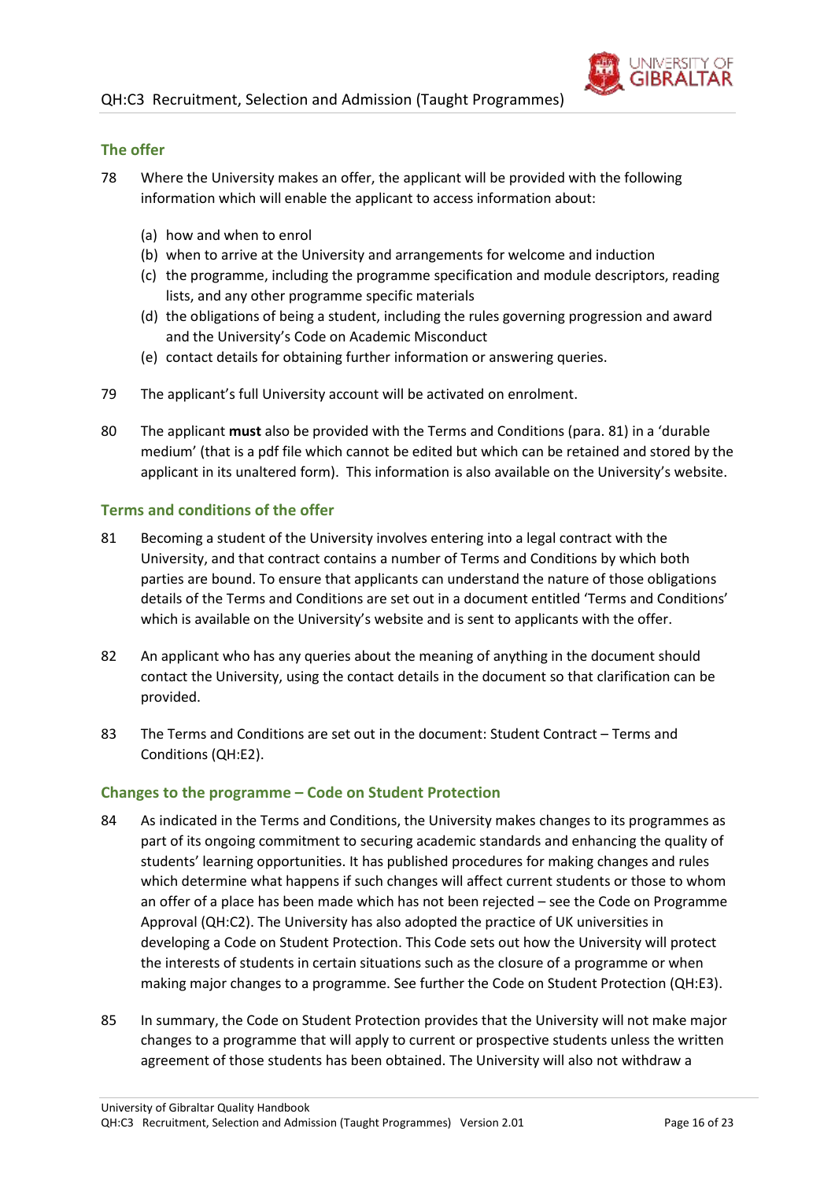## The offer

78 Where the University makes an offer, the applicant will be provided with the following information which will enable the applicant to access information about:

(a) how and when to enrol
(b) when to arrive at the University and arrangements for welcome and induction
(c) the programme, including the programme specification and module descriptors, reading lists, and any other programme specific materials
(d) the obligations of being a student, including the rules governing progression and award and the University's Code on Academic Misconduct
(e) contact details for obtaining further information or answering queries.

79 The applicant's full University account will be activated on enrolment.

80 The applicant **must** also be provided with the Terms and Conditions (para. 81) in a 'durable medium' (that is a pdf file which cannot be edited but which can be retained and stored by the applicant in its unaltered form). This information is also available on the University's website.

## Terms and conditions of the offer

81 Becoming a student of the University involves entering into a legal contract with the University, and that contract contains a number of Terms and Conditions by which both parties are bound. To ensure that applicants can understand the nature of those obligations details of the Terms and Conditions are set out in a document entitled 'Terms and Conditions' which is available on the University's website and is sent to applicants with the offer.

82 An applicant who has any queries about the meaning of anything in the document should contact the University, using the contact details in the document so that clarification can be provided.

83 The Terms and Conditions are set out in the document: Student Contract – Terms and Conditions (QH:E2).

## Changes to the programme – Code on Student Protection

84 As indicated in the Terms and Conditions, the University makes changes to its programmes as part of its ongoing commitment to securing academic standards and enhancing the quality of students' learning opportunities. It has published procedures for making changes and rules which determine what happens if such changes will affect current students or those to whom an offer of a place has been made which has not been rejected – see the Code on Programme Approval (QH:C2). The University has also adopted the practice of UK universities in developing a Code on Student Protection. This Code sets out how the University will protect the interests of students in certain situations such as the closure of a programme or when making major changes to a programme. See further the Code on Student Protection (QH:E3).

85 In summary, the Code on Student Protection provides that the University will not make major changes to a programme that will apply to current or prospective students unless the written agreement of those students has been obtained. The University will also not withdraw a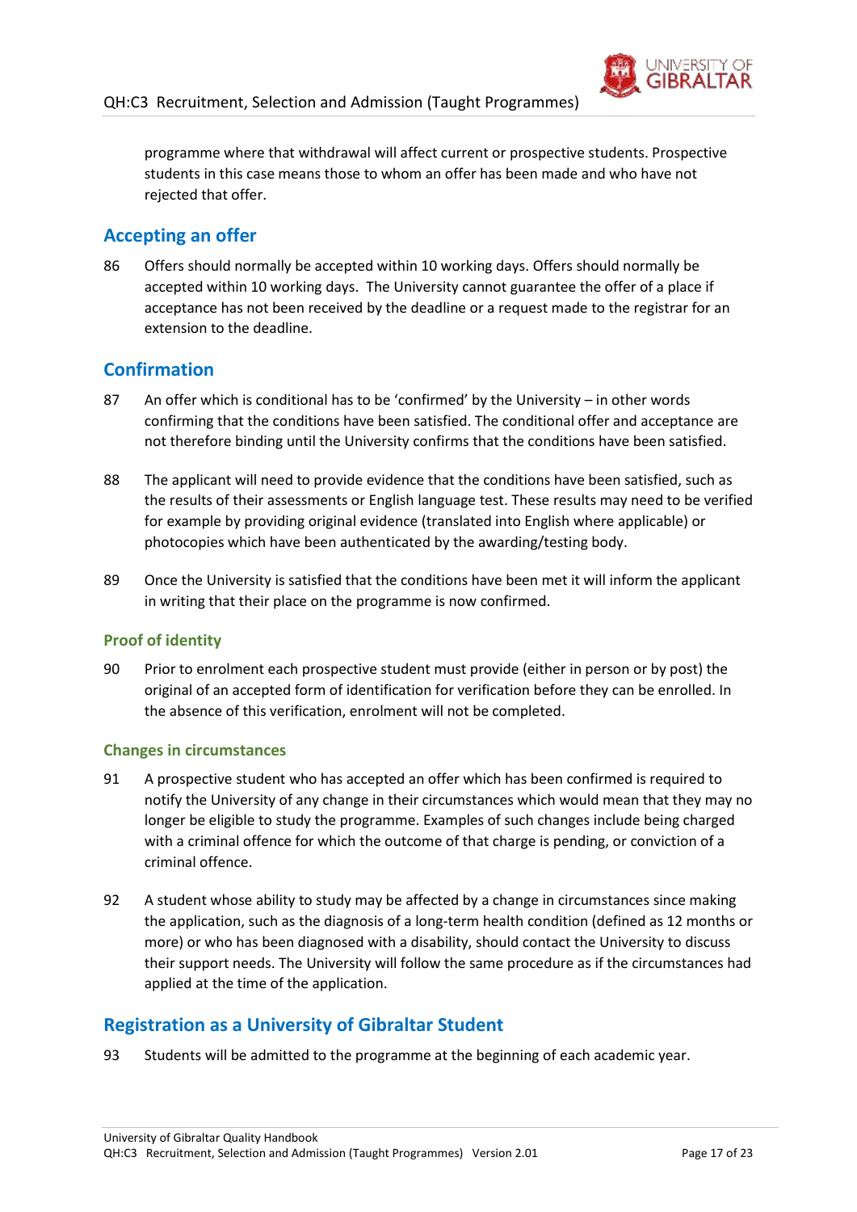programme where that withdrawal will affect current or prospective students. Prospective students in this case means those to whom an offer has been made and who have not rejected that offer.

## Accepting an offer

86 Offers should normally be accepted within 10 working days. Offers should normally be accepted within 10 working days. The University cannot guarantee the offer of a place if acceptance has not been received by the deadline or a request made to the registrar for an extension to the deadline.

## Confirmation

87 An offer which is conditional has to be 'confirmed' by the University – in other words confirming that the conditions have been satisfied. The conditional offer and acceptance are not therefore binding until the University confirms that the conditions have been satisfied.

88 The applicant will need to provide evidence that the conditions have been satisfied, such as the results of their assessments or English language test. These results may need to be verified for example by providing original evidence (translated into English where applicable) or photocopies which have been authenticated by the awarding/testing body.

89 Once the University is satisfied that the conditions have been met it will inform the applicant in writing that their place on the programme is now confirmed.

### Proof of identity

90 Prior to enrolment each prospective student must provide (either in person or by post) the original of an accepted form of identification for verification before they can be enrolled. In the absence of this verification, enrolment will not be completed.

### Changes in circumstances

91 A prospective student who has accepted an offer which has been confirmed is required to notify the University of any change in their circumstances which would mean that they may no longer be eligible to study the programme. Examples of such changes include being charged with a criminal offence for which the outcome of that charge is pending, or conviction of a criminal offence.

92 A student whose ability to study may be affected by a change in circumstances since making the application, such as the diagnosis of a long-term health condition (defined as 12 months or more) or who has been diagnosed with a disability, should contact the University to discuss their support needs. The University will follow the same procedure as if the circumstances had applied at the time of the application.

## Registration as a University of Gibraltar Student

93 Students will be admitted to the programme at the beginning of each academic year.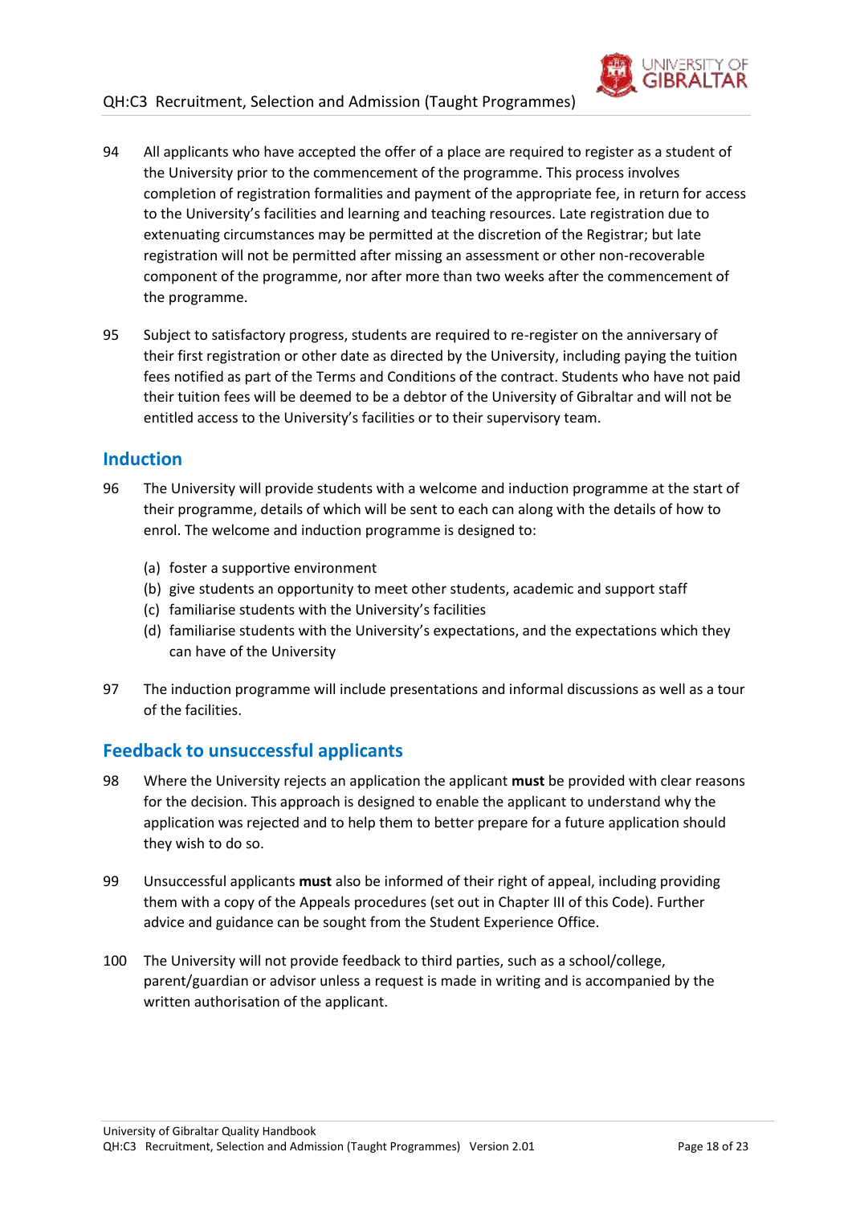94 All applicants who have accepted the offer of a place are required to register as a student of the University prior to the commencement of the programme. This process involves completion of registration formalities and payment of the appropriate fee, in return for access to the University's facilities and learning and teaching resources. Late registration due to extenuating circumstances may be permitted at the discretion of the Registrar; but late registration will not be permitted after missing an assessment or other non-recoverable component of the programme, nor after more than two weeks after the commencement of the programme.

95 Subject to satisfactory progress, students are required to re-register on the anniversary of their first registration or other date as directed by the University, including paying the tuition fees notified as part of the Terms and Conditions of the contract. Students who have not paid their tuition fees will be deemed to be a debtor of the University of Gibraltar and will not be entitled access to the University's facilities or to their supervisory team.

## Induction

96 The University will provide students with a welcome and induction programme at the start of their programme, details of which will be sent to each can along with the details of how to enrol. The welcome and induction programme is designed to:

(a) foster a supportive environment
(b) give students an opportunity to meet other students, academic and support staff
(c) familiarise students with the University's facilities
(d) familiarise students with the University's expectations, and the expectations which they can have of the University

97 The induction programme will include presentations and informal discussions as well as a tour of the facilities.

## Feedback to unsuccessful applicants

98 Where the University rejects an application the applicant **must** be provided with clear reasons for the decision. This approach is designed to enable the applicant to understand why the application was rejected and to help them to better prepare for a future application should they wish to do so.

99 Unsuccessful applicants **must** also be informed of their right of appeal, including providing them with a copy of the Appeals procedures (set out in Chapter III of this Code). Further advice and guidance can be sought from the Student Experience Office.

100 The University will not provide feedback to third parties, such as a school/college, parent/guardian or advisor unless a request is made in writing and is accompanied by the written authorisation of the applicant.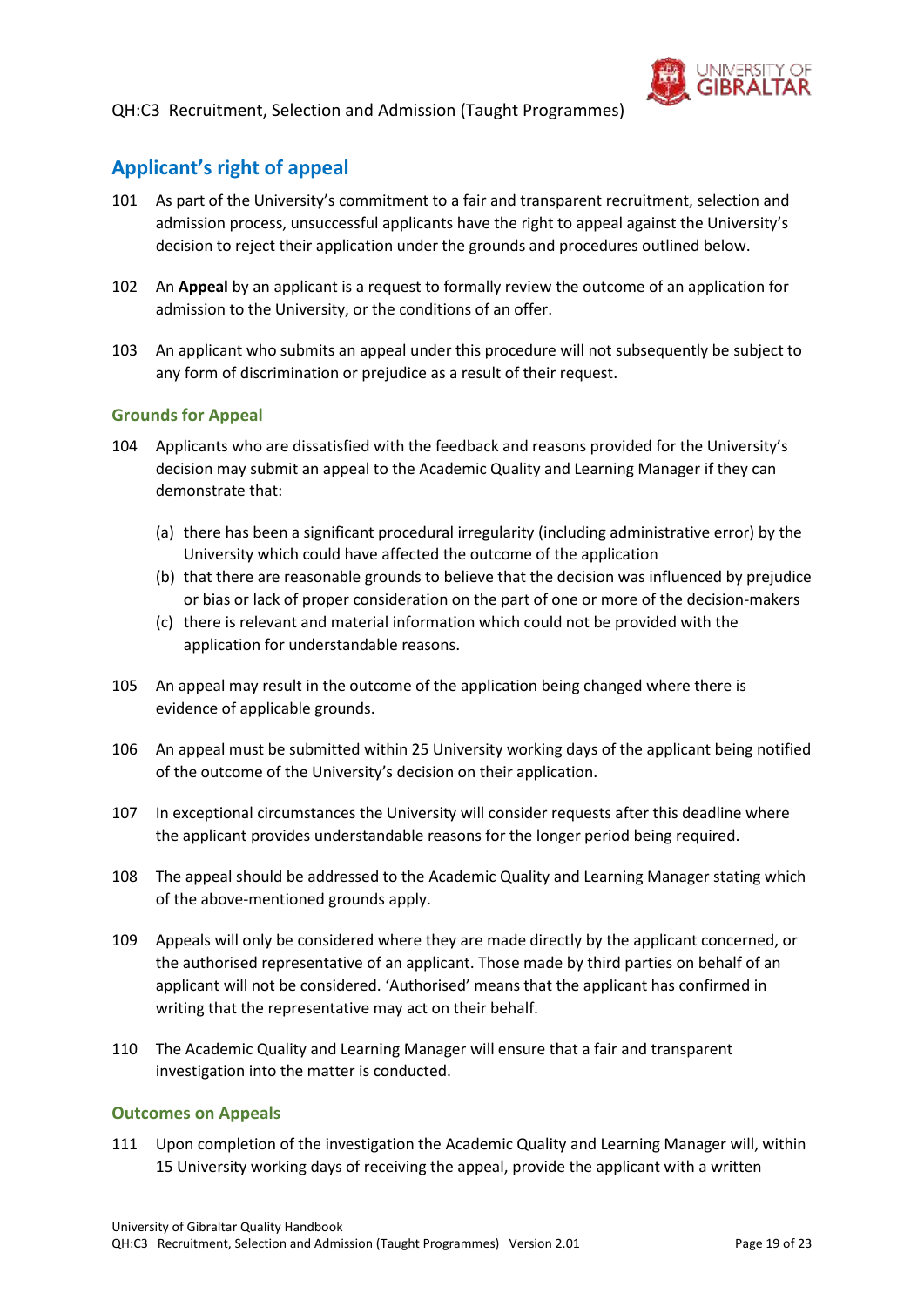## Applicant's right of appeal

101 As part of the University's commitment to a fair and transparent recruitment, selection and admission process, unsuccessful applicants have the right to appeal against the University's decision to reject their application under the grounds and procedures outlined below.

102 An **Appeal** by an applicant is a request to formally review the outcome of an application for admission to the University, or the conditions of an offer.

103 An applicant who submits an appeal under this procedure will not subsequently be subject to any form of discrimination or prejudice as a result of their request.

### Grounds for Appeal

104 Applicants who are dissatisfied with the feedback and reasons provided for the University's decision may submit an appeal to the Academic Quality and Learning Manager if they can demonstrate that:

- (a) there has been a significant procedural irregularity (including administrative error) by the University which could have affected the outcome of the application
- (b) that there are reasonable grounds to believe that the decision was influenced by prejudice or bias or lack of proper consideration on the part of one or more of the decision-makers
- (c) there is relevant and material information which could not be provided with the application for understandable reasons.

105 An appeal may result in the outcome of the application being changed where there is evidence of applicable grounds.

106 An appeal must be submitted within 25 University working days of the applicant being notified of the outcome of the University's decision on their application.

107 In exceptional circumstances the University will consider requests after this deadline where the applicant provides understandable reasons for the longer period being required.

108 The appeal should be addressed to the Academic Quality and Learning Manager stating which of the above-mentioned grounds apply.

109 Appeals will only be considered where they are made directly by the applicant concerned, or the authorised representative of an applicant. Those made by third parties on behalf of an applicant will not be considered. 'Authorised' means that the applicant has confirmed in writing that the representative may act on their behalf.

110 The Academic Quality and Learning Manager will ensure that a fair and transparent investigation into the matter is conducted.

### Outcomes on Appeals

111 Upon completion of the investigation the Academic Quality and Learning Manager will, within 15 University working days of receiving the appeal, provide the applicant with a written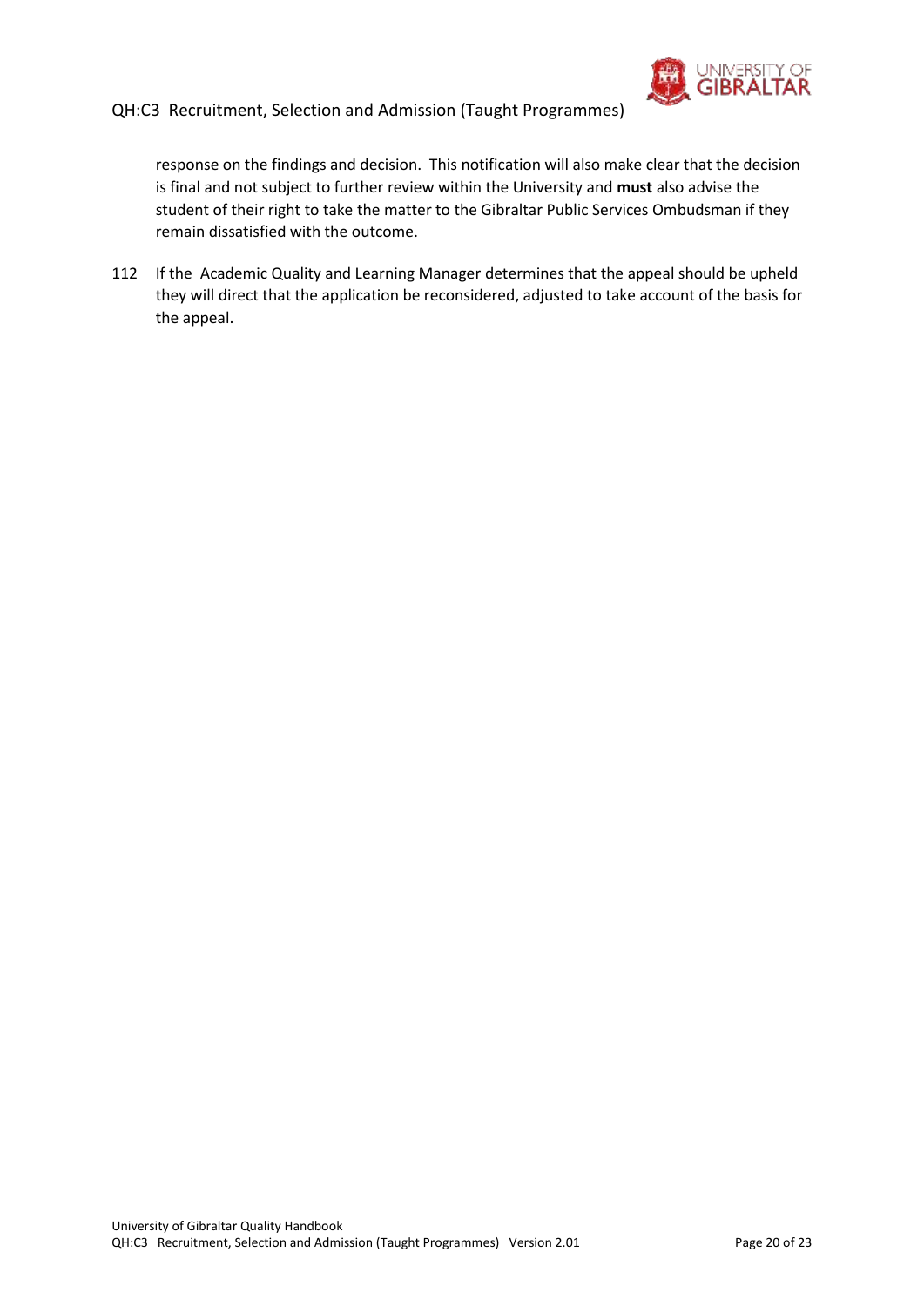response on the findings and decision. This notification will also make clear that the decision is final and not subject to further review within the University and **must** also advise the student of their right to take the matter to the Gibraltar Public Services Ombudsman if they remain dissatisfied with the outcome.

112 If the Academic Quality and Learning Manager determines that the appeal should be upheld they will direct that the application be reconsidered, adjusted to take account of the basis for the appeal.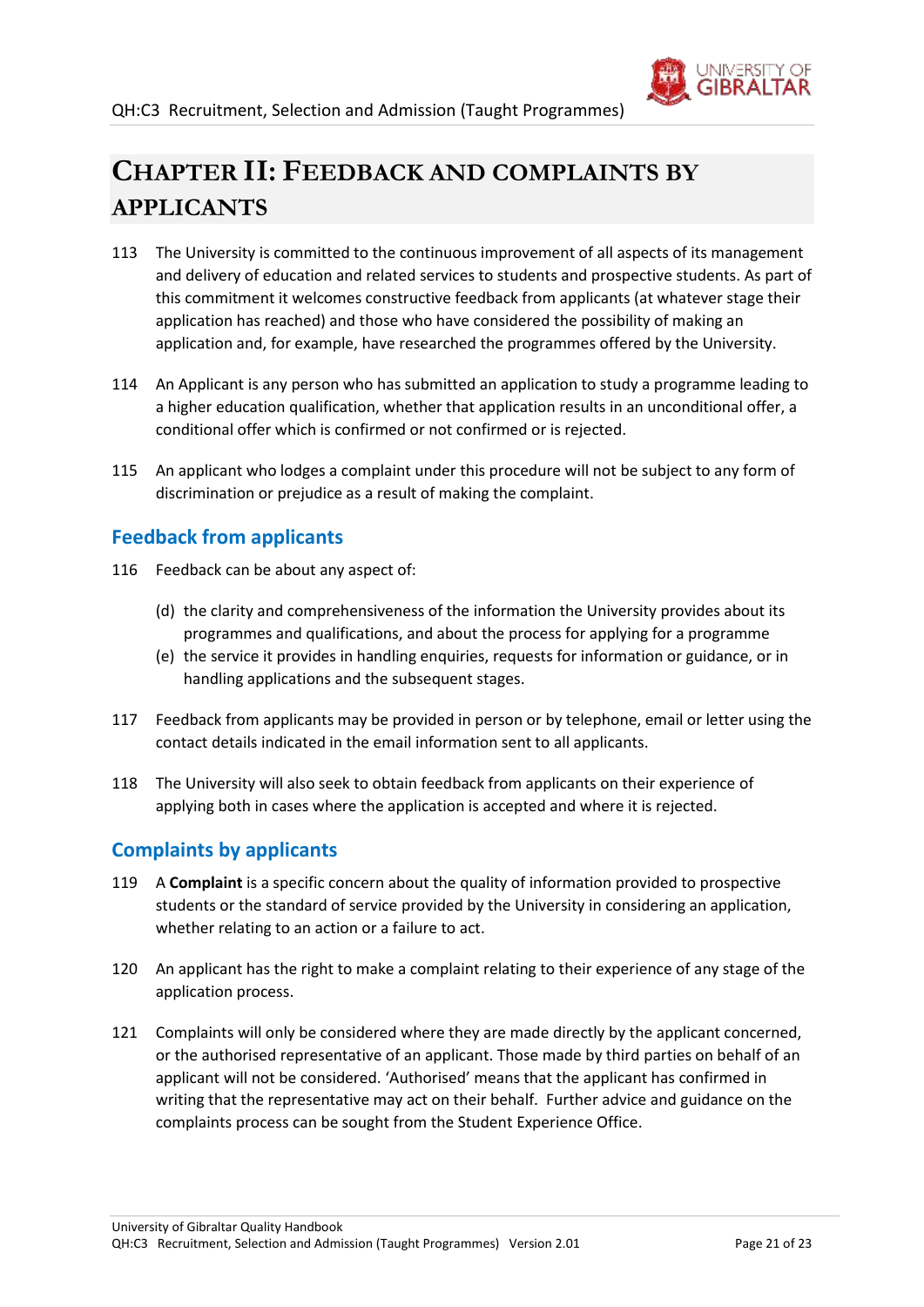# CHAPTER II: FEEDBACK AND COMPLAINTS BY APPLICANTS

113 The University is committed to the continuous improvement of all aspects of its management and delivery of education and related services to students and prospective students. As part of this commitment it welcomes constructive feedback from applicants (at whatever stage their application has reached) and those who have considered the possibility of making an application and, for example, have researched the programmes offered by the University.

114 An Applicant is any person who has submitted an application to study a programme leading to a higher education qualification, whether that application results in an unconditional offer, a conditional offer which is confirmed or not confirmed or is rejected.

115 An applicant who lodges a complaint under this procedure will not be subject to any form of discrimination or prejudice as a result of making the complaint.

## Feedback from applicants

116 Feedback can be about any aspect of:

(d) the clarity and comprehensiveness of the information the University provides about its programmes and qualifications, and about the process for applying for a programme

(e) the service it provides in handling enquiries, requests for information or guidance, or in handling applications and the subsequent stages.

117 Feedback from applicants may be provided in person or by telephone, email or letter using the contact details indicated in the email information sent to all applicants.

118 The University will also seek to obtain feedback from applicants on their experience of applying both in cases where the application is accepted and where it is rejected.

## Complaints by applicants

119 A **Complaint** is a specific concern about the quality of information provided to prospective students or the standard of service provided by the University in considering an application, whether relating to an action or a failure to act.

120 An applicant has the right to make a complaint relating to their experience of any stage of the application process.

121 Complaints will only be considered where they are made directly by the applicant concerned, or the authorised representative of an applicant. Those made by third parties on behalf of an applicant will not be considered. 'Authorised' means that the applicant has confirmed in writing that the representative may act on their behalf. Further advice and guidance on the complaints process can be sought from the Student Experience Office.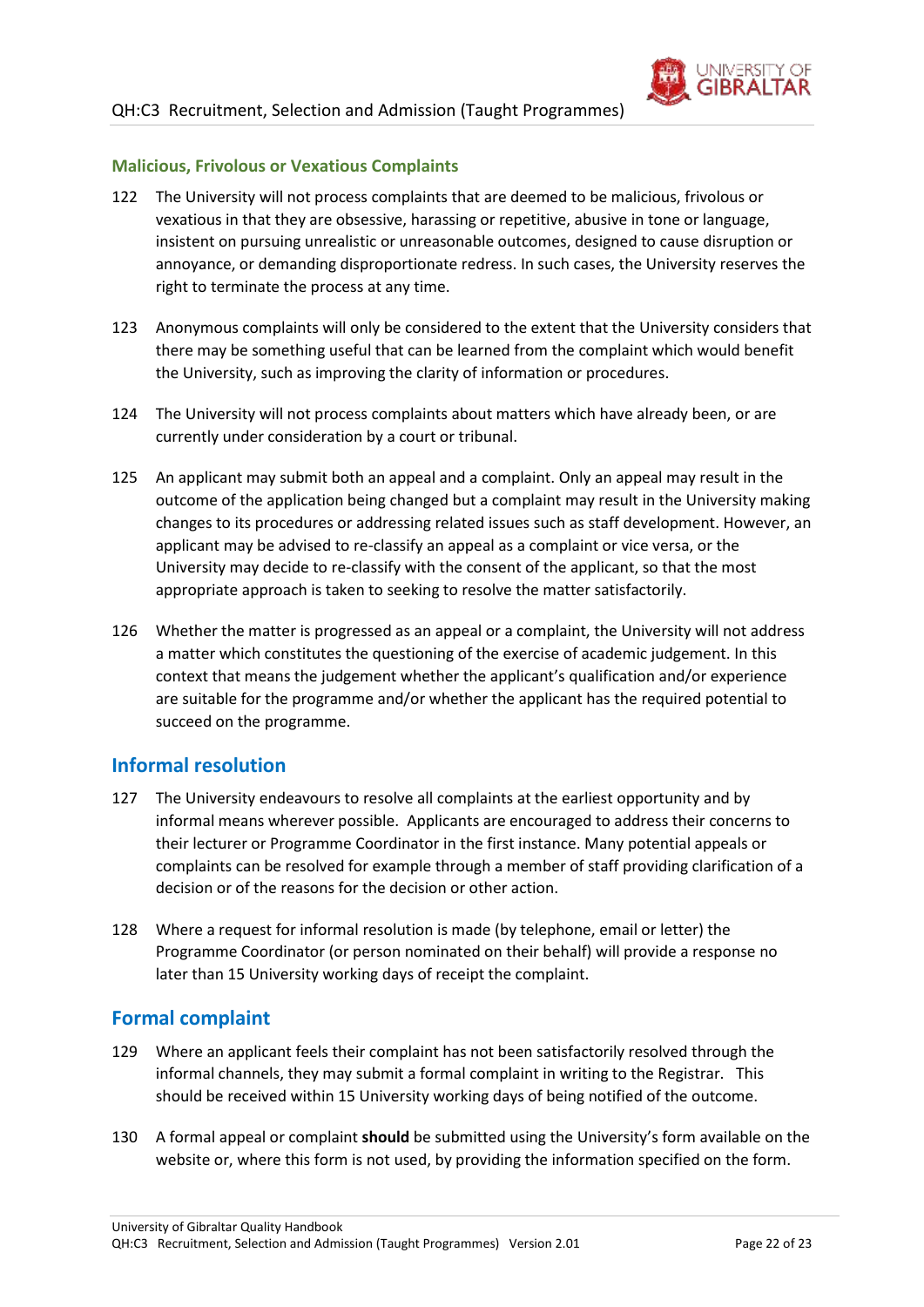### Malicious, Frivolous or Vexatious Complaints

122 The University will not process complaints that are deemed to be malicious, frivolous or vexatious in that they are obsessive, harassing or repetitive, abusive in tone or language, insistent on pursuing unrealistic or unreasonable outcomes, designed to cause disruption or annoyance, or demanding disproportionate redress. In such cases, the University reserves the right to terminate the process at any time.

123 Anonymous complaints will only be considered to the extent that the University considers that there may be something useful that can be learned from the complaint which would benefit the University, such as improving the clarity of information or procedures.

124 The University will not process complaints about matters which have already been, or are currently under consideration by a court or tribunal.

125 An applicant may submit both an appeal and a complaint. Only an appeal may result in the outcome of the application being changed but a complaint may result in the University making changes to its procedures or addressing related issues such as staff development. However, an applicant may be advised to re-classify an appeal as a complaint or vice versa, or the University may decide to re-classify with the consent of the applicant, so that the most appropriate approach is taken to seeking to resolve the matter satisfactorily.

126 Whether the matter is progressed as an appeal or a complaint, the University will not address a matter which constitutes the questioning of the exercise of academic judgement. In this context that means the judgement whether the applicant's qualification and/or experience are suitable for the programme and/or whether the applicant has the required potential to succeed on the programme.

## Informal resolution

127 The University endeavours to resolve all complaints at the earliest opportunity and by informal means wherever possible. Applicants are encouraged to address their concerns to their lecturer or Programme Coordinator in the first instance. Many potential appeals or complaints can be resolved for example through a member of staff providing clarification of a decision or of the reasons for the decision or other action.

128 Where a request for informal resolution is made (by telephone, email or letter) the Programme Coordinator (or person nominated on their behalf) will provide a response no later than 15 University working days of receipt the complaint.

## Formal complaint

129 Where an applicant feels their complaint has not been satisfactorily resolved through the informal channels, they may submit a formal complaint in writing to the Registrar. This should be received within 15 University working days of being notified of the outcome.

130 A formal appeal or complaint **should** be submitted using the University's form available on the website or, where this form is not used, by providing the information specified on the form.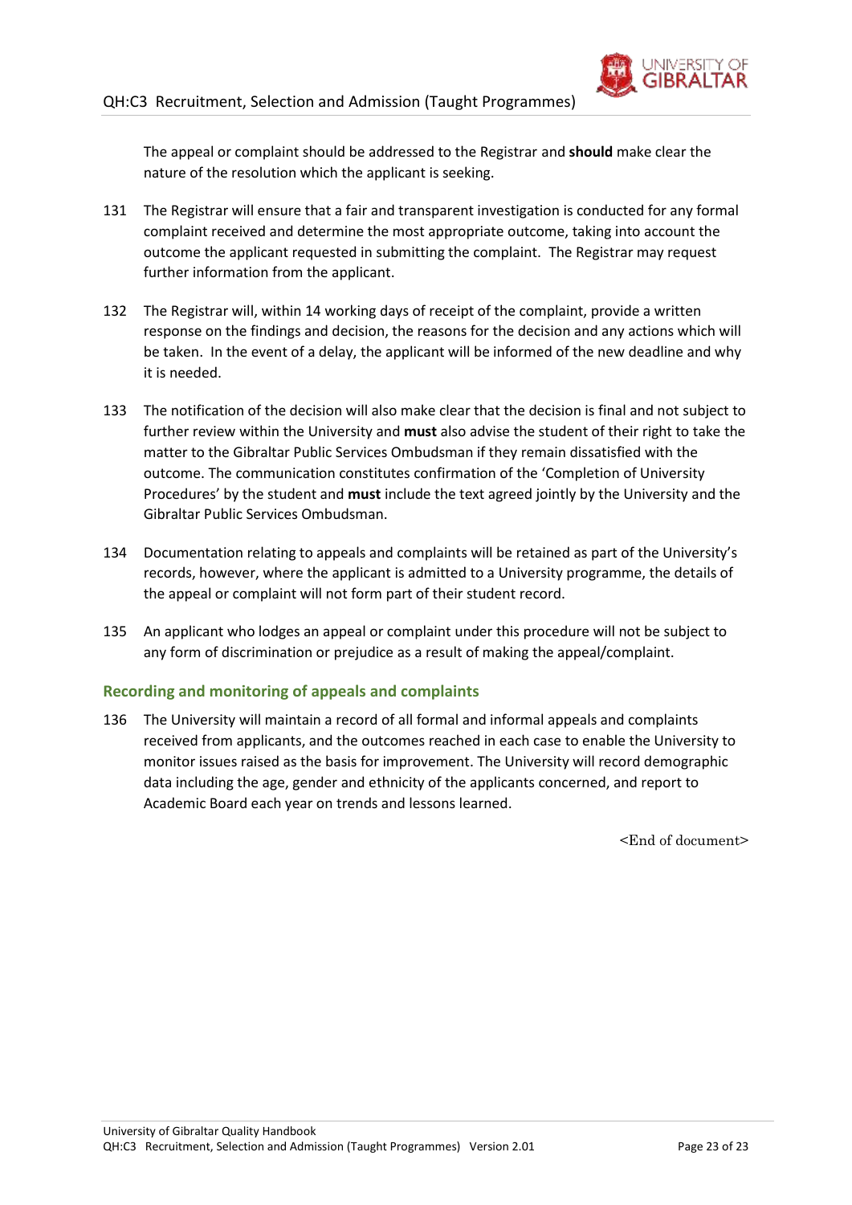The appeal or complaint should be addressed to the Registrar and **should** make clear the nature of the resolution which the applicant is seeking.

131 The Registrar will ensure that a fair and transparent investigation is conducted for any formal complaint received and determine the most appropriate outcome, taking into account the outcome the applicant requested in submitting the complaint. The Registrar may request further information from the applicant.

132 The Registrar will, within 14 working days of receipt of the complaint, provide a written response on the findings and decision, the reasons for the decision and any actions which will be taken. In the event of a delay, the applicant will be informed of the new deadline and why it is needed.

133 The notification of the decision will also make clear that the decision is final and not subject to further review within the University and **must** also advise the student of their right to take the matter to the Gibraltar Public Services Ombudsman if they remain dissatisfied with the outcome. The communication constitutes confirmation of the 'Completion of University Procedures' by the student and **must** include the text agreed jointly by the University and the Gibraltar Public Services Ombudsman.

134 Documentation relating to appeals and complaints will be retained as part of the University's records, however, where the applicant is admitted to a University programme, the details of the appeal or complaint will not form part of their student record.

135 An applicant who lodges an appeal or complaint under this procedure will not be subject to any form of discrimination or prejudice as a result of making the appeal/complaint.

## Recording and monitoring of appeals and complaints

136 The University will maintain a record of all formal and informal appeals and complaints received from applicants, and the outcomes reached in each case to enable the University to monitor issues raised as the basis for improvement. The University will record demographic data including the age, gender and ethnicity of the applicants concerned, and report to Academic Board each year on trends and lessons learned.

<End of document>